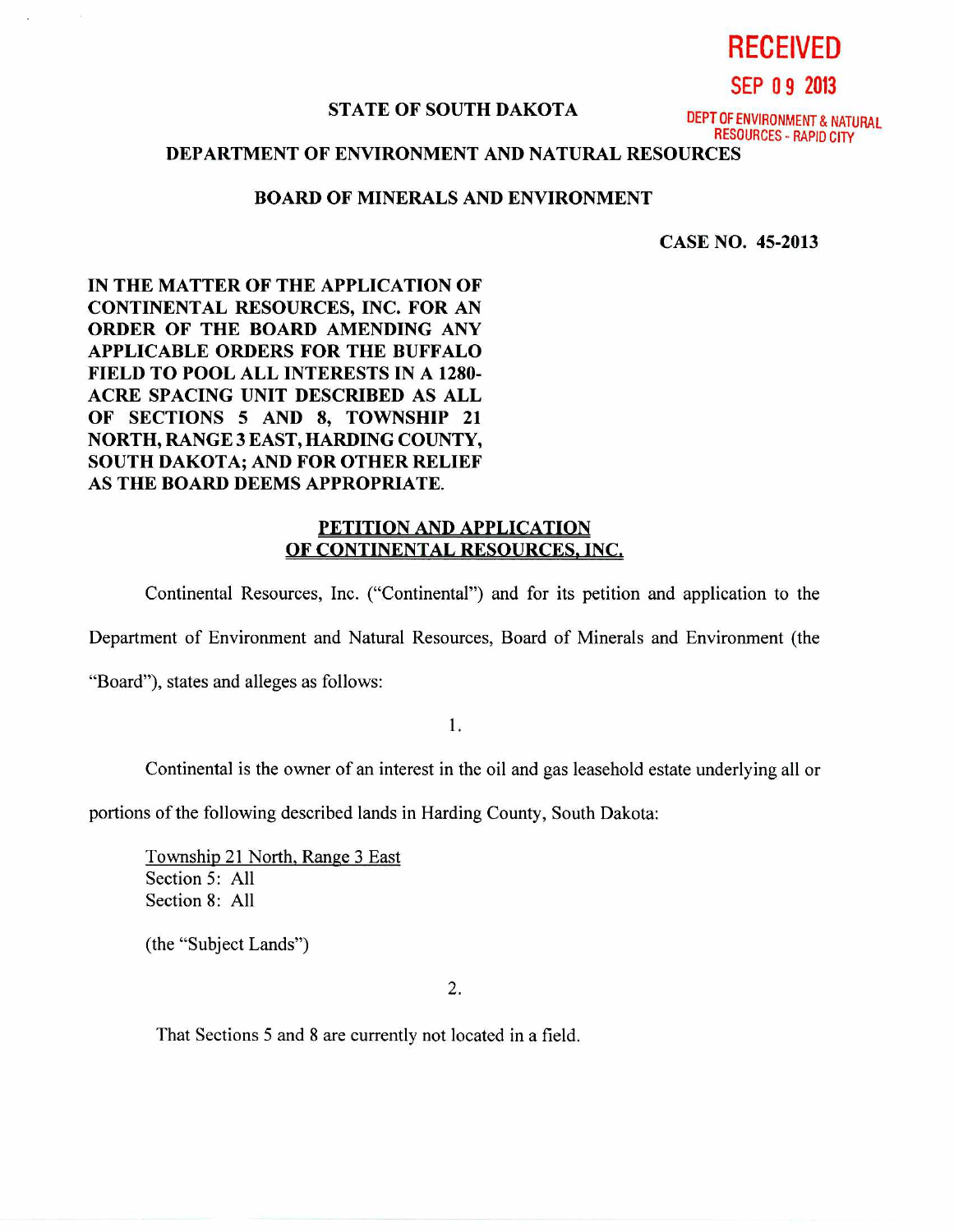RECEIVED

SEP 09 2013

DEPT OF ENVIRONMENT & NATURAL RESOURCES - RAPID CITY

**STATE OF SOUTH DAKOTA**

**DEPARTMENT OF ENVIRONMENT AND NATURAL RESOURCES**

**BOARD OF MINERALS AND ENVIRONMENT**

**CASE NO. 45-2013**

**IN THE MATTER OF THE APPLICATION OF CONTINENTAL RESOURCES, INC. FOR AN ORDER OF THE BOARD AMENDING ANY APPLICABLE ORDERS FOR THE BUFFALO FIELD TO POOL ALL INTERESTS IN A 1280-ACRE SPACING UNIT DESCRIBED AS ALL OF SECTIONS 5 AND 8, TOWNSHIP 21 NORTH, RANGE 3 EAST, HARDING COUNTY, SOUTH DAKOTA; AND FOR OTHER RELIEF AS THE BOARD DEEMS APPROPRIATE.**

## PETITION AND APPLICATION OF CONTINENTAL RESOURCES, INC.

Continental Resources, Inc. ("Continental") and for its petition and application to the Department of Environment and Natural Resources, Board of Minerals and Environment (the "Board"), states and alleges as follows:

1.

Continental is the owner of an interest in the oil and gas leasehold estate underlying all or portions of the following described lands in Harding County, South Dakota:

Township 21 North, Range 3 East
Section 5: All
Section 8: All

(the "Subject Lands")

2.

That Sections 5 and 8 are currently not located in a field.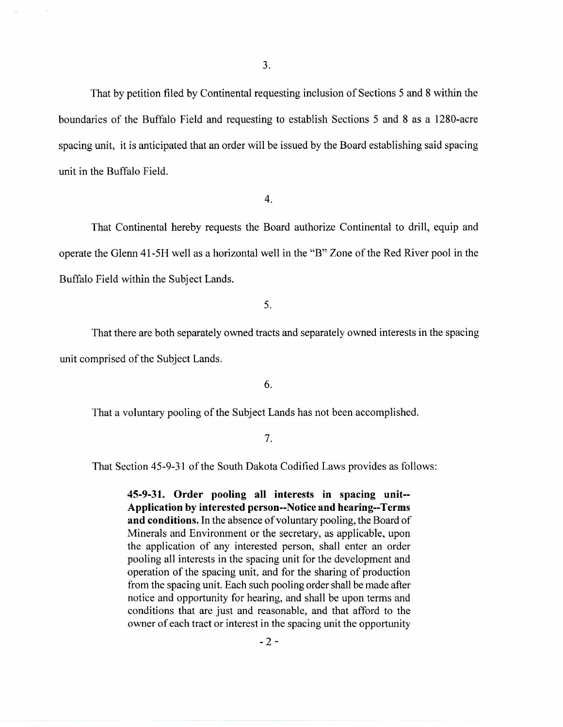3.

That by petition filed by Continental requesting inclusion of Sections 5 and 8 within the boundaries of the Buffalo Field and requesting to establish Sections 5 and 8 as a 1280-acre spacing unit, it is anticipated that an order will be issued by the Board establishing said spacing unit in the Buffalo Field.

4.

That Continental hereby requests the Board authorize Continental to drill, equip and operate the Glenn 41-5H well as a horizontal well in the "B" Zone of the Red River pool in the Buffalo Field within the Subject Lands.

5.

That there are both separately owned tracts and separately owned interests in the spacing unit comprised of the Subject Lands.

6.

That a voluntary pooling of the Subject Lands has not been accomplished.

7.

That Section 45-9-31 of the South Dakota Codified Laws provides as follows:

> **45-9-31. Order pooling all interests in spacing unit--Application by interested person--Notice and hearing--Terms and conditions.** In the absence of voluntary pooling, the Board of Minerals and Environment or the secretary, as applicable, upon the application of any interested person, shall enter an order pooling all interests in the spacing unit for the development and operation of the spacing unit, and for the sharing of production from the spacing unit. Each such pooling order shall be made after notice and opportunity for hearing, and shall be upon terms and conditions that are just and reasonable, and that afford to the owner of each tract or interest in the spacing unit the opportunity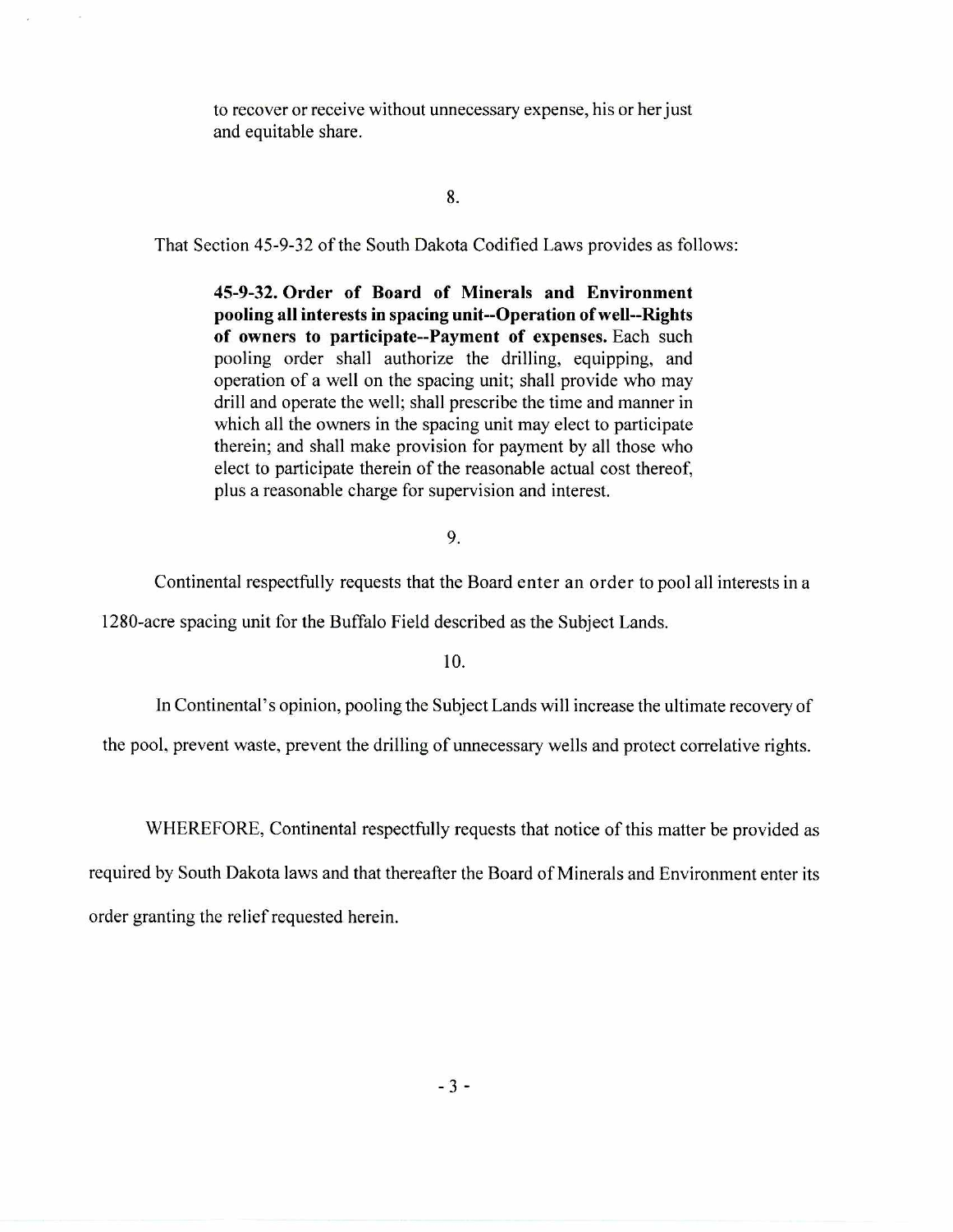to recover or receive without unnecessary expense, his or her just and equitable share.

8.

That Section 45-9-32 of the South Dakota Codified Laws provides as follows:

> **45-9-32. Order of Board of Minerals and Environment pooling all interests in spacing unit--Operation of well--Rights of owners to participate--Payment of expenses.** Each such pooling order shall authorize the drilling, equipping, and operation of a well on the spacing unit; shall provide who may drill and operate the well; shall prescribe the time and manner in which all the owners in the spacing unit may elect to participate therein; and shall make provision for payment by all those who elect to participate therein of the reasonable actual cost thereof, plus a reasonable charge for supervision and interest.

9.

Continental respectfully requests that the Board enter an order to pool all interests in a 1280-acre spacing unit for the Buffalo Field described as the Subject Lands.

10.

In Continental's opinion, pooling the Subject Lands will increase the ultimate recovery of the pool, prevent waste, prevent the drilling of unnecessary wells and protect correlative rights.

WHEREFORE, Continental respectfully requests that notice of this matter be provided as required by South Dakota laws and that thereafter the Board of Minerals and Environment enter its order granting the relief requested herein.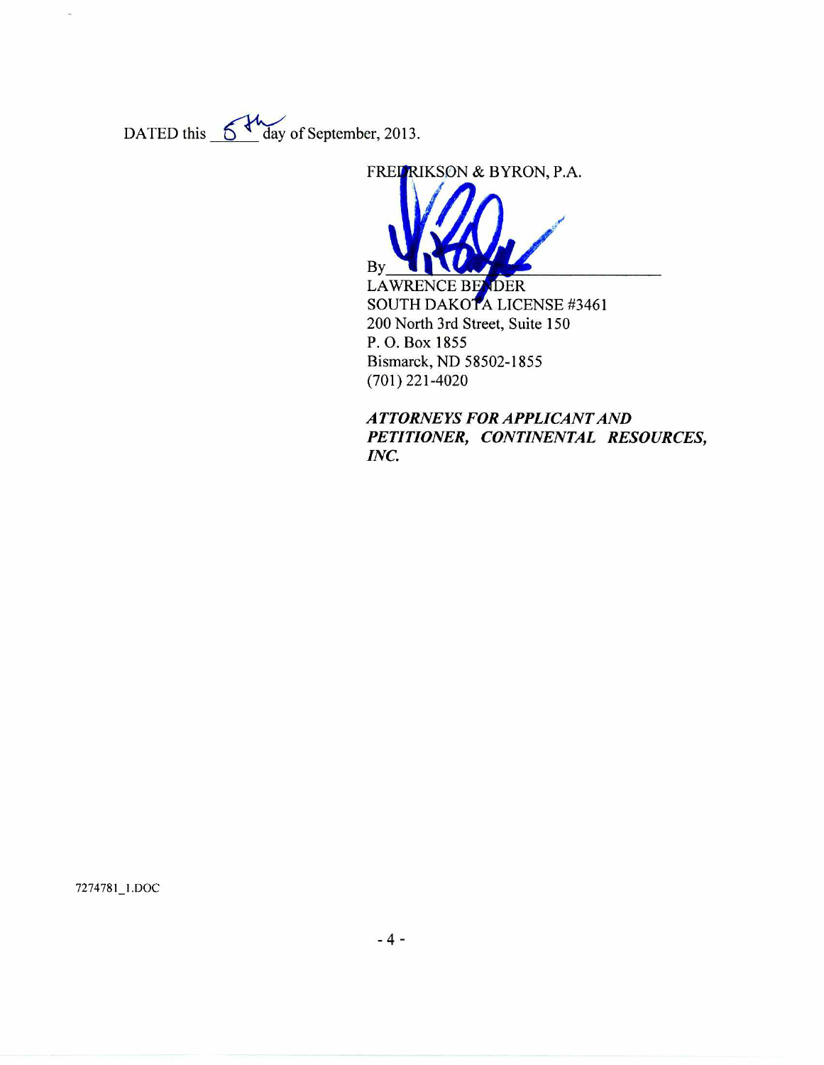DATED this 5th day of September, 2013.

FREDRIKSON & BYRON, P.A.

By______________________________

LAWRENCE BENDER
SOUTH DAKOTA LICENSE #3461
200 North 3rd Street, Suite 150
P. O. Box 1855
Bismarck, ND 58502-1855
(701) 221-4020

***ATTORNEYS FOR APPLICANT AND PETITIONER, CONTINENTAL RESOURCES, INC.***

7274781_1.DOC